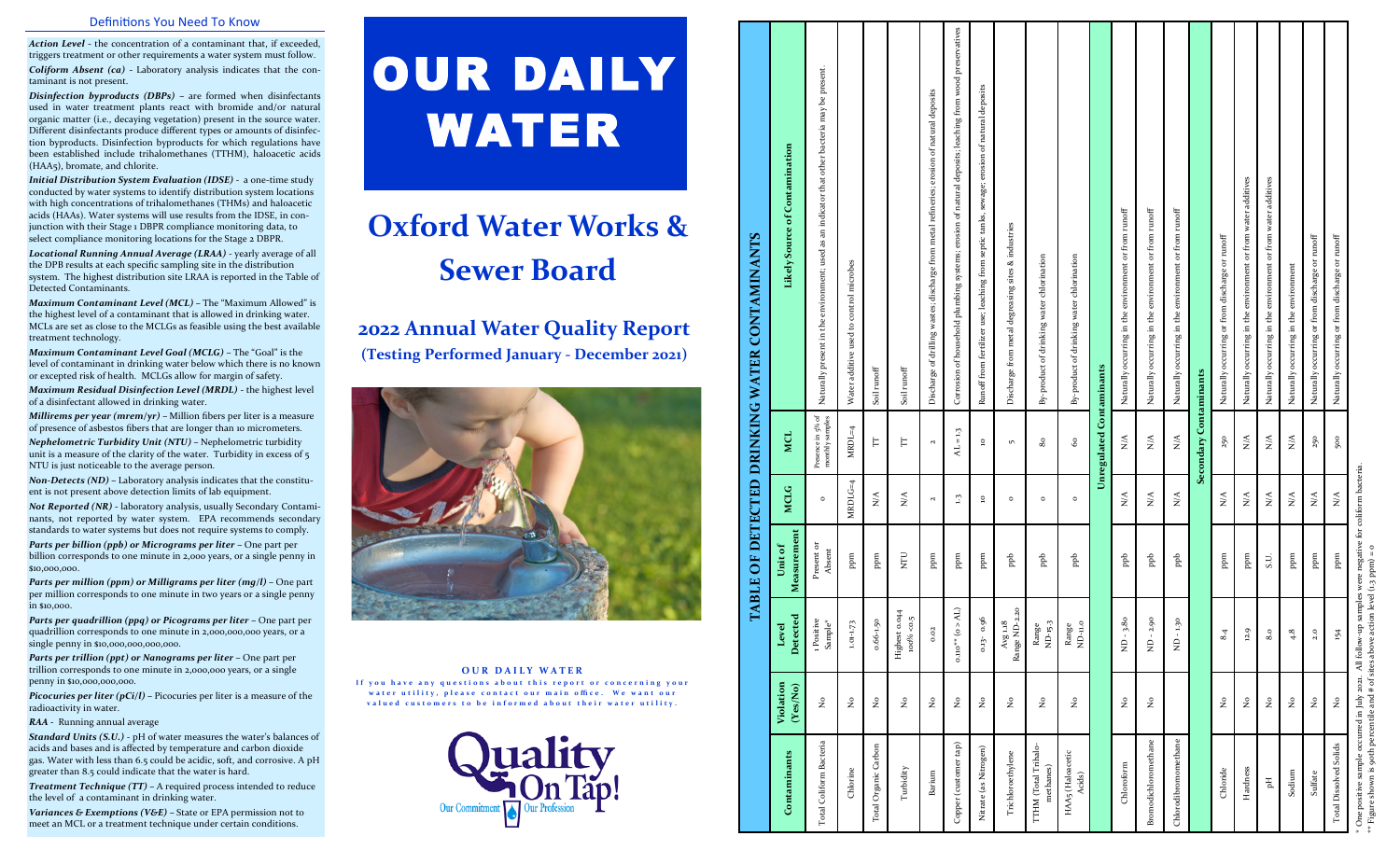## Definitions You Need To Know

***Action Level*** - the concentration of a contaminant that, if exceeded, triggers treatment or other requirements a water system must follow.

***Coliform Absent (ca)*** - Laboratory analysis indicates that the contaminant is not present.

***Disinfection byproducts (DBPs)*** – are formed when disinfectants used in water treatment plants react with bromide and/or natural organic matter (i.e., decaying vegetation) present in the source water. Different disinfectants produce different types or amounts of disinfection byproducts. Disinfection byproducts for which regulations have been established include trihalomethanes (TTHM), haloacetic acids (HAA5), bromate, and chlorite.

***Initial Distribution System Evaluation (IDSE)*** - a one-time study conducted by water systems to identify distribution system locations with high concentrations of trihalomethanes (THMs) and haloacetic acids (HAAs). Water systems will use results from the IDSE, in conjunction with their Stage 1 DBPR compliance monitoring data, to select compliance monitoring locations for the Stage 2 DBPR.

***Locational Running Annual Average (LRAA)*** - yearly average of all the DPB results at each specific sampling site in the distribution system. The highest distribution site LRAA is reported in the Table of Detected Contaminants.

***Maximum Contaminant Level (MCL)*** – The "Maximum Allowed" is the highest level of a contaminant that is allowed in drinking water. MCLs are set as close to the MCLGs as feasible using the best available treatment technology.

***Maximum Contaminant Level Goal (MCLG)*** – The "Goal" is the level of contaminant in drinking water below which there is no known or excepted risk of health. MCLGs allow for margin of safety.

***Maximum Residual Disinfection Level (MRDL)*** - the highest level of a disinfectant allowed in drinking water.

***Millirems per year (mrem/yr)*** – Million fibers per liter is a measure of presence of asbestos fibers that are longer than 10 micrometers.

***Nephelometric Turbidity Unit (NTU)*** – Nephelometric turbidity unit is a measure of the clarity of the water. Turbidity in excess of 5 NTU is just noticeable to the average person.

***Non-Detects (ND)*** – Laboratory analysis indicates that the constituent is not present above detection limits of lab equipment.

***Not Reported (NR)*** - laboratory analysis, usually Secondary Contaminants, not reported by water system. EPA recommends secondary standards to water systems but does not require systems to comply.

***Parts per billion (ppb) or Micrograms per liter*** – One part per billion corresponds to one minute in 2,000 years, or a single penny in $10,000,000.

***Parts per million (ppm) or Milligrams per liter (mg/l)*** – One part per million corresponds to one minute in two years or a single penny in $10,000.

***Parts per quadrillion (ppq) or Picograms per liter*** – One part per quadrillion corresponds to one minute in 2,000,000,000 years, or a single penny in $10,000,000,000,000.

***Parts per trillion (ppt) or Nanograms per liter*** – One part per trillion corresponds to one minute in 2,000,000 years, or a single penny in $10,000,000,000.

***Picocuries per liter (pCi/l)*** – Picocuries per liter is a measure of the radioactivity in water.

***RAA*** - Running annual average

***Standard Units (S.U.)*** - pH of water measures the water's balances of acids and bases and is affected by temperature and carbon dioxide gas. Water with less than 6.5 could be acidic, soft, and corrosive. A pH greater than 8.5 could indicate that the water is hard.

***Treatment Technique (TT)*** – A required process intended to reduce the level of a contaminant in drinking water.

***Variances & Exemptions (V&E)*** – State or EPA permission not to meet an MCL or a treatment technique under certain conditions.

# OUR DAILY WATER

# Oxford Water Works & Sewer Board

## 2022 Annual Water Quality Report

**(Testing Performed January - December 2021)**

**OUR DAILY WATER**

If you have any questions about this report or concerning your water utility, please contact our main office. We want our valued customers to be informed about their water utility.

Quality On Tap! Our Commitment | Our Profession

## TABLE OF DETECTED DRINKING WATER CONTAMINANTS

| Contaminants | Violation (Yes/No) | Level Detected | Unit of Measurement | MCLG | MCL | Likely Source of Contamination |
|---|---|---|---|---|---|---|
| Total Coliform Bacteria | No | 1 Positive Sample* | Present or Absent | 0 | Presence in 5% of monthly samples | Naturally present in the environment; used as an indicator that other bacteria may be present. |
| Chlorine | No | 1.01-1.73 | ppm | MRDLG=4 | MRDL=4 | Water additive used to control microbes |
| Total Organic Carbon | No | 0.66-1.50 | ppm | N/A | TT | Soil runoff |
| Turbidity | No | Highest 0.044 100% <0.5 | NTU | N/A | TT | Soil runoff |
| Barium | No | 0.02 | ppm | 2 | 2 | Discharge of drilling wastes; discharge from metal refineries; erosion of natural deposits |
| Copper (customer tap) | No | 0.110** (0 > AL) | ppm | 1.3 | AL = 1.3 | Corrosion of household plumbing systems; erosion of natural deposits; leaching from wood preservatives |
| Nitrate (as Nitrogen) | No | 0.13 - 0.96 | ppm | 10 | 10 | Runoff from fertilizer use; leaching from septic tanks, sewage; erosion of natural deposits |
| Trichloroethylene | No | Avg 1.18 Range ND-2.20 | ppb | 0 | 5 | Discharge from metal degreasing sites & industries |
| TTHM (Total Trihalomethanes) | No | Range ND-15.3 | ppb | 0 | 80 | By-product of drinking water chlorination |
| HAA5 (Haloacetic Acids) | No | Range ND-11.0 | ppb | 0 | 60 | By-product of drinking water chlorination |
| **Unregulated Contaminants** | | | | | | |
| Chloroform | No | ND - 3.80 | ppb | N/A | N/A | Naturally occurring in the environment or from runoff |
| Bromodichloromethane | No | ND - 2.90 | ppb | N/A | N/A | Naturally occurring in the environment or from runoff |
| Chlorodibromomethane | | ND - 1.30 | ppb | N/A | N/A | Naturally occurring in the environment or from runoff |
| **Secondary Contaminants** | | | | | | |
| Chloride | No | 8.4 | ppm | N/A | 250 | Naturally occurring or from discharge or runoff |
| Hardness | No | 12.9 | ppm | N/A | N/A | Naturally occurring in the environment or from water additives |
| pH | No | 8.0 | S.U. | N/A | N/A | Naturally occurring in the environment or from water additives |
| Sodium | No | 4.8 | ppm | N/A | N/A | Naturally occurring in the environment |
| Sulfate | No | 2.0 | ppm | N/A | 250 | Naturally occurring or from discharge or runoff |
| Total Dissolved Solids | No | 154 | ppm | N/A | 500 | Naturally occurring or from discharge or runoff |

\* One positive sample occurred in July 2021. All follow-up samples were negative for coliform bacteria.

\*\* Figure shown is 90th percentile and # of sites above action level (1.3 ppm) = 0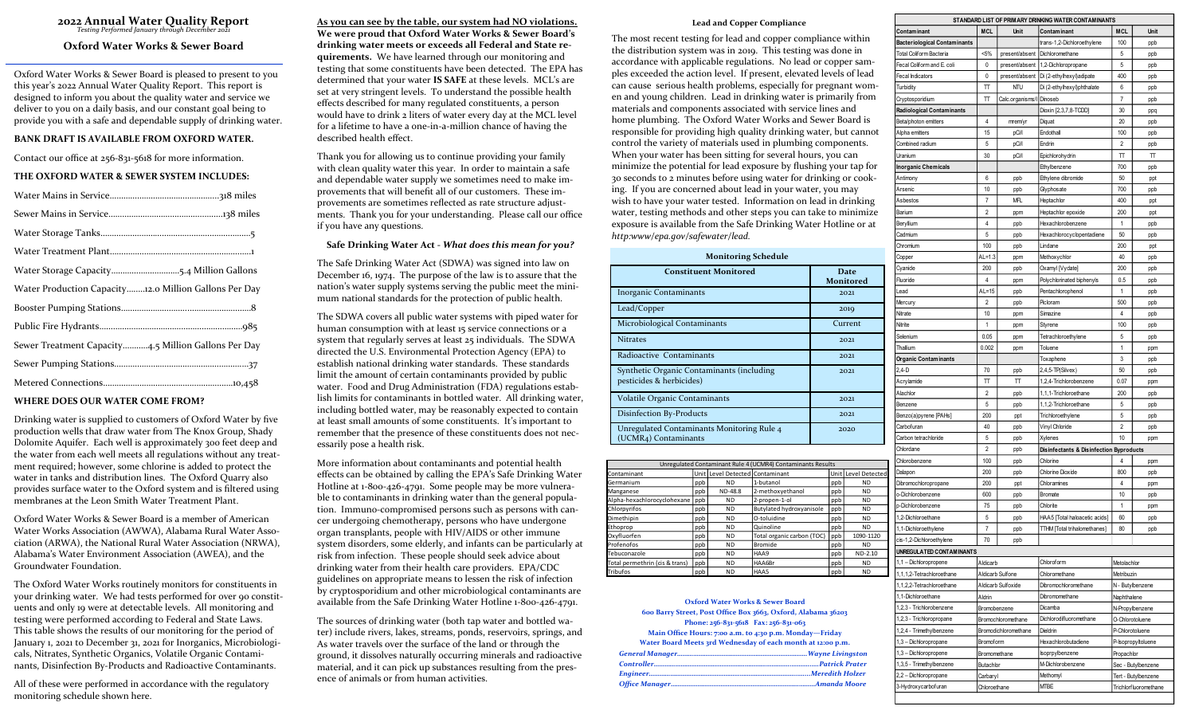# 2022 Annual Water Quality Report

*Testing Performed January through December 2021*

## Oxford Water Works & Sewer Board

Oxford Water Works & Sewer Board is pleased to present to you this year's 2022 Annual Water Quality Report. This report is designed to inform you about the quality water and service we deliver to you on a daily basis, and our constant goal being to provide you with a safe and dependable supply of drinking water.

### BANK DRAFT IS AVAILABLE FROM OXFORD WATER.

Contact our office at 256-831-5618 for more information.

### THE OXFORD WATER & SEWER SYSTEM INCLUDES:

Water Mains in Service................................................318 miles

Sewer Mains in Service..................................................138 miles

Water Storage Tanks.................................................................5

Water Treatment Plant.............................................................1

Water Storage Capacity.............................5.4 Million Gallons

Water Production Capacity........12.0 Million Gallons Per Day

Booster Pumping Stations........................................................8

Public Fire Hydrants..............................................................985

Sewer Treatment Capacity...........4.5 Million Gallons Per Day

Sewer Pumping Stations..........................................................37

Metered Connections........................................................10,458

### WHERE DOES OUR WATER COME FROM?

Drinking water is supplied to customers of Oxford Water by five production wells that draw water from The Knox Group, Shady Dolomite Aquifer. Each well is approximately 300 feet deep and the water from each well meets all regulations without any treatment required; however, some chlorine is added to protect the water in tanks and distribution lines. The Oxford Quarry also provides surface water to the Oxford system and is filtered using membranes at the Leon Smith Water Treatment Plant.

Oxford Water Works & Sewer Board is a member of American Water Works Association (AWWA), Alabama Rural Water Association (ARWA), the National Rural Water Association (NRWA), Alabama's Water Environment Association (AWEA), and the Groundwater Foundation.

The Oxford Water Works routinely monitors for constituents in your drinking water. We had tests performed for over 90 constituents and only 19 were at detectable levels. All monitoring and testing were performed according to Federal and State Laws. This table shows the results of our monitoring for the period of January 1, 2021 to December 31, 2021 for Inorganics, Microbiologicals, Nitrates, Synthetic Organics, Volatile Organic Contaminants, Disinfection By-Products and Radioactive Contaminants.

All of these were performed in accordance with the regulatory monitoring schedule shown here.

**As you can see by the table, our system had NO violations. We were proud that Oxford Water Works & Sewer Board's drinking water meets or exceeds all Federal and State requirements.** We have learned through our monitoring and testing that some constituents have been detected. The EPA has determined that your water **IS SAFE** at these levels. MCL's are set at very stringent levels. To understand the possible health effects described for many regulated constituents, a person would have to drink 2 liters of water every day at the MCL level for a lifetime to have a one-in-a-million chance of having the described health effect.

Thank you for allowing us to continue providing your family with clean quality water this year. In order to maintain a safe and dependable water supply we sometimes need to make improvements that will benefit all of our customers. These improvements are sometimes reflected as rate structure adjustments. Thank you for your understanding. Please call our office if you have any questions.

### Safe Drinking Water Act - *What does this mean for you?*

The Safe Drinking Water Act (SDWA) was signed into law on December 16, 1974. The purpose of the law is to assure that the nation's water supply systems serving the public meet the minimum national standards for the protection of public health.

The SDWA covers all public water systems with piped water for human consumption with at least 15 service connections or a system that regularly serves at least 25 individuals. The SDWA directed the U.S. Environmental Protection Agency (EPA) to establish national drinking water standards. These standards limit the amount of certain contaminants provided by public water. Food and Drug Administration (FDA) regulations establish limits for contaminants in bottled water. All drinking water, including bottled water, may be reasonably expected to contain at least small amounts of some constituents. It's important to remember that the presence of these constituents does not necessarily pose a health risk.

More information about contaminants and potential health effects can be obtained by calling the EPA's Safe Drinking Water Hotline at 1-800-426-4791. Some people may be more vulnerable to contaminants in drinking water than the general population. Immuno-compromised persons such as persons with cancer undergoing chemotherapy, persons who have undergone organ transplants, people with HIV/AIDS or other immune system disorders, some elderly, and infants can be particularly at risk from infection. These people should seek advice about drinking water from their health care providers. EPA/CDC guidelines on appropriate means to lessen the risk of infection by cryptosporidium and other microbiological contaminants are available from the Safe Drinking Water Hotline 1-800-426-4791.

The sources of drinking water (both tap water and bottled water) include rivers, lakes, streams, ponds, reservoirs, springs, and As water travels over the surface of the land or through the ground, it dissolves naturally occurring minerals and radioactive material, and it can pick up substances resulting from the presence of animals or from human activities.

### Lead and Copper Compliance

The most recent testing for lead and copper compliance within the distribution system was in 2019. This testing was done in accordance with applicable regulations. No lead or copper samples exceeded the action level. If present, elevated levels of lead can cause serious health problems, especially for pregnant women and young children. Lead in drinking water is primarily from materials and components associated with service lines and home plumbing. The Oxford Water Works and Sewer Board is responsible for providing high quality drinking water, but cannot control the variety of materials used in plumbing components. When your water has been sitting for several hours, you can minimize the potential for lead exposure by flushing your tap for 30 seconds to 2 minutes before using water for drinking or cooking. If you are concerned about lead in your water, you may wish to have your water tested. Information on lead in drinking water, testing methods and other steps you can take to minimize exposure is available from the Safe Drinking Water Hotline or at *http:www/epa.gov/safewater/lead.*

| Monitoring Schedule | |
|---|---|
| **Constituent Monitored** | **Date Monitored** |
| Inorganic Contaminants | 2021 |
| Lead/Copper | 2019 |
| Microbiological Contaminants | Current |
| Nitrates | 2021 |
| Radioactive Contaminants | 2021 |
| Synthetic Organic Contaminants (including pesticides & herbicides) | 2021 |
| Volatile Organic Contaminants | 2021 |
| Disinfection By-Products | 2021 |
| Unregulated Contaminants Monitoring Rule 4 (UCMR4) Contaminants | 2020 |

| Unregulated Contaminant Rule 4 (UCMR4) Contaminants Results | | | | | |
|---|---|---|---|---|---|
| Contaminant | Unit | Level Detected | Contaminant | Unit | Level Detected |
| Germanium | ppb | ND | 1-butanol | ppb | ND |
| Manganese | ppb | ND-48.8 | 2-methoxyethanol | ppb | ND |
| Alpha-hexachlorocyclohexane | ppb | ND | 2-propen-1-ol | ppb | ND |
| Chlorpyrifos | ppb | ND | Butylated hydroxyanisole | ppb | ND |
| Dimethipin | ppb | ND | O-toluidine | ppb | ND |
| Ethoprop | ppb | ND | Quinoline | ppb | ND |
| Oxyfluorfen | ppb | ND | Total organic carbon (TOC) | ppb | 1090-1120 |
| Profenofos | ppb | ND | Bromide | ppb | ND |
| Tebuconazole | ppb | ND | HAA9 | ppb | ND-2.10 |
| Total permethrin (cis & trans) | ppb | ND | HAA6Br | ppb | ND |
| Tribufos | ppb | ND | HAA5 | ppb | ND |

**Oxford Water Works & Sewer Board**
**600 Barry Street, Post Office Box 3663, Oxford, Alabama 36203**
**Phone: 256-831-5618 Fax: 256-831-063**
**Main Office Hours: 7:00 a.m. to 4:30 p.m. Monday—Friday**
**Water Board Meets 3rd Wednesday of each month at 12:00 p.m.**

***General Manager................................................Wayne Livingston***
***Controller.............................................................Patrick Prater***
***Engineer...............................................................Meredith Holzer***
***Office Manager....................................................Amanda Moore***

| STANDARD LIST OF PRIMARY DRINKING WATER CONTAMINANTS | | | | | |
|---|---|---|---|---|---|
| **Contaminant** | **MCL** | **Unit** | **Contaminant** | **MCL** | **Unit** |
| **Bacteriological Contaminants** | | | trans-1,2-Dichloroethylene | 100 | ppb |
| Total Coliform Bacteria | <5% | present/absent | Dichloromethane | 5 | ppb |
| Fecal Coliform and E. coli | 0 | present/absent | 1,2-Dichloropropane | 5 | ppb |
| Fecal Indicators | 0 | present/absent | Di (2-ethylhexyl)adipate | 400 | ppb |
| Turbidity | TT | NTU | Di (2-ethylhexyl)phthalate | 6 | ppb |
| Cryptosporidium | TT | Calc.organisms/l | Dinoseb | 7 | ppb |
| **Radiological Contaminants** | | | Dioxin [2,3,7,8-TCDD] | 30 | ppq |
| Beta/photon emitters | 4 | mrem/yr | Diquat | 20 | ppb |
| Alpha emitters | 15 | pCi/l | Endothall | 100 | ppb |
| Combined radium | 5 | pCi/l | Endrin | 2 | ppb |
| Uranium | 30 | pCi/l | Epichlorohydrin | TT | TT |
| **Inorganic Chemicals** | | | Ethylbenzene | 700 | ppb |
| Antimony | 6 | ppb | Ethylene dibromide | 50 | ppt |
| Arsenic | 10 | ppb | Glyphosate | 700 | ppb |
| Asbestos | 7 | MFL | Heptachlor | 400 | ppt |
| Barium | 2 | ppm | Heptachlor epoxide | 200 | ppt |
| Beryllium | 4 | ppb | Hexachlorobenzene | 1 | ppb |
| Cadmium | 5 | ppb | Hexachlorocyclopentadiene | 50 | ppb |
| Chromium | 100 | ppb | Lindane | 200 | ppt |
| Copper | AL=1.3 | ppm | Methoxychlor | 40 | ppb |
| Cyanide | 200 | ppb | Oxamyl [Vydate] | 200 | ppb |
| Fluoride | 4 | ppm | Polychlorinated biphenyls | 0.5 | ppb |
| Lead | AL=15 | ppb | Pentachlorophenol | 1 | ppb |
| Mercury | 2 | ppb | Picloram | 500 | ppb |
| Nitrate | 10 | ppm | Simazine | 4 | ppb |
| Nitrite | 1 | ppm | Styrene | 100 | ppb |
| Selenium | 0.05 | ppm | Tetrachloroethylene | 5 | ppb |
| Thallium | 0.002 | ppm | Toluene | 1 | ppm |
| **Organic Contaminants** | | | Toxaphene | 3 | ppb |
| 2,4-D | 70 | ppb | 2,4,5-TP(Silvex) | 50 | ppb |
| Acrylamide | TT | TT | 1,2,4-Trichlorobenzene | 0.07 | ppm |
| Alachlor | 2 | ppb | 1,1,1-Trichloroethane | 200 | ppb |
| Benzene | 5 | ppb | 1,1,2-Trichloroethane | 5 | ppb |
| Benzo(a)pyrene [PAHs] | 200 | ppt | Trichloroethylene | 5 | ppb |
| Carbofuran | 40 | ppb | Vinyl Chloride | 2 | ppb |
| Carbon tetrachloride | 5 | ppb | Xylenes | 10 | ppm |
| Chlordane | 2 | ppb | **Disinfectants & Disinfection Byproducts** | | |
| Chlorobenzene | 100 | ppb | Chlorine | 4 | ppm |
| Dalapon | 200 | ppb | Chlorine Dioxide | 800 | ppb |
| Dibromochloropropane | 200 | ppt | Chloramines | 4 | ppm |
| o-Dichlorobenzene | 600 | ppb | Bromate | 10 | ppb |
| p-Dichlorobenzene | 75 | ppb | Chlorite | 1 | ppm |
| 1,2-Dichloroethane | 5 | ppb | HAA5 [Total haloacetic acids] | 60 | ppb |
| 1,1-Dichloroethylene | 7 | ppb | TTHM [Total trihalomethanes] | 80 | ppb |
| cis-1,2-Dichloroethylene | 70 | ppb | | | |
| **UNREGULATED CONTAMINANTS** | | | | | |
| 1,1 – Dichloropropene | Aldicarb | | Chloroform | Metolachlor | |
| 1,1,1,2-Tetrachloroethane | Aldicarb Sulfone | | Chloromethane | Metribuzin | |
| 1,1,2,2-Tetrachloroethane | Aldicarb Sulfoxide | | Dibromochloromethane | N - Butylbenzene | |
| 1,1-Dichloroethane | Aldrin | | Dibromomethane | Naphthalene | |
| 1,2,3 - Trichlorobenzene | Bromobenzene | | Dicamba | N-Propylbenzene | |
| 1,2,3 - Trichloropropane | Bromochloromethane | | Dichlorodifluoromethane | O-Chlorotoluene | |
| 1,2,4 - Trimethylbenzene | Bromodichloromethane | | Dieldrin | P-Chlorotoluene | |
| 1,3 – Dichloropropane | Bromoform | | Hexachlorobutadiene | P-Isopropyltoluene | |
| 1,3 – Dichloropropene | Bromomethane | | Isoprpylbenzene | Propachlor | |
| 1,3,5 - Trimethylbenzene | Butachlor | | M-Dichlorobenzene | Sec - Butylbenzene | |
| 2,2 – Dichloropropane | Carbaryl | | Methomyl | Tert - Butylbenzene | |
| 3-Hydroxycarbofuran | Chloroethane | | MTBE | Trichlorfluoromethane | |